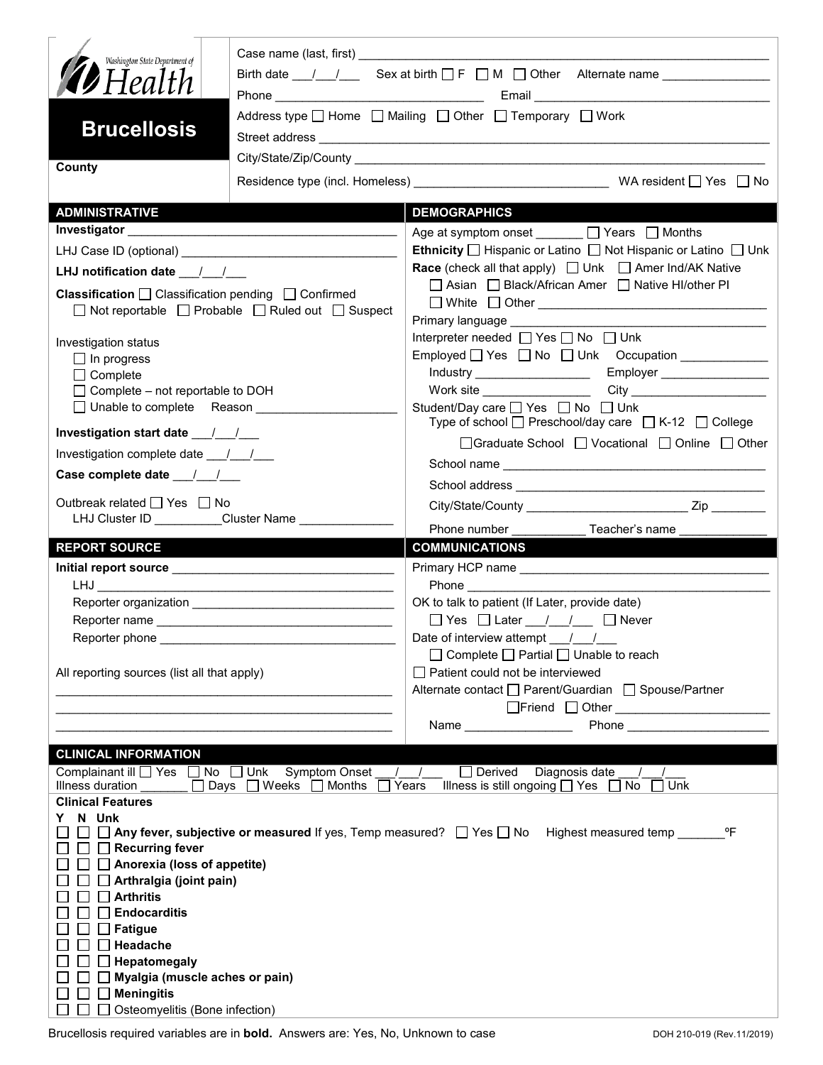Washington State Department of Health

# Brucellosis

**County**

Case name (last, first) ___________________________________________

Birth date ___/___/___ Sex at birth ☐ F ☐ M ☐ Other Alternate name _______________

Phone ______________________________ Email ______________________________

Address type ☐ Home ☐ Mailing ☐ Other ☐ Temporary ☐ Work

Street address ___________________________________________

City/State/Zip/County ___________________________________________

Residence type (incl. Homeless) ____________________________ WA resident ☐ Yes ☐ No

## ADMINISTRATIVE

**Investigator** _______________________________________

LHJ Case ID (optional) ________________________________

**LHJ notification date** ___/___/___

**Classification** ☐ Classification pending ☐ Confirmed ☐ Not reportable ☐ Probable ☐ Ruled out ☐ Suspect

Investigation status

- ☐ In progress
- ☐ Complete
- ☐ Complete – not reportable to DOH
- ☐ Unable to complete Reason ____________________

**Investigation start date** ___/___/___

Investigation complete date ___/___/___

**Case complete date** ___/___/___

Outbreak related ☐ Yes ☐ No

LHJ Cluster ID __________Cluster Name ______________

## DEMOGRAPHICS

Age at symptom onset _______ ☐ Years ☐ Months

**Ethnicity** ☐ Hispanic or Latino ☐ Not Hispanic or Latino ☐ Unk

**Race** (check all that apply) ☐ Unk ☐ Amer Ind/AK Native ☐ Asian ☐ Black/African Amer ☐ Native HI/other PI ☐ White ☐ Other _______________________________

Primary language ____________________________________

Interpreter needed ☐ Yes ☐ No ☐ Unk

Employed ☐ Yes ☐ No ☐ Unk Occupation _____________

Industry _________________ Employer ________________

Work site ________________ City ____________________

Student/Day care ☐ Yes ☐ No ☐ Unk

Type of school ☐ Preschool/day care ☐ K-12 ☐ College ☐ Graduate School ☐ Vocational ☐ Online ☐ Other

School name ________________________________________

School address ______________________________________

City/State/County ________________________ Zip ________

Phone number ___________ Teacher's name _____________

## REPORT SOURCE

**Initial report source** ________________________________

LHJ ____________________________________________

Reporter organization ____________________________

Reporter name _________________________________

Reporter phone _________________________________

All reporting sources (list all that apply)

_______________________________________________

_______________________________________________

_______________________________________________

## COMMUNICATIONS

Primary HCP name ____________________________________

Phone _______________________________________________

OK to talk to patient (If Later, provide date)

☐ Yes ☐ Later ___/___/___ ☐ Never

Date of interview attempt ___/___/___

☐ Complete ☐ Partial ☐ Unable to reach

☐ Patient could not be interviewed

Alternate contact ☐ Parent/Guardian ☐ Spouse/Partner ☐ Friend ☐ Other ______________________

Name ________________ Phone ____________________

## CLINICAL INFORMATION

Complainant ill ☐ Yes ☐ No ☐ Unk Symptom Onset ___/___/___ ☐ Derived Diagnosis date ___/___/___

Illness duration _______ ☐ Days ☐ Weeks ☐ Months ☐ Years Illness is still ongoing ☐ Yes ☐ No ☐ Unk

**Clinical Features**

| Y | N | Unk | |
|---|---|---|---|
| ☐ | ☐ | ☐ | **Any fever, subjective or measured** If yes, Temp measured? ☐ Yes ☐ No Highest measured temp _______ºF |
| ☐ | ☐ | ☐ | **Recurring fever** |
| ☐ | ☐ | ☐ | **Anorexia (loss of appetite)** |
| ☐ | ☐ | ☐ | **Arthralgia (joint pain)** |
| ☐ | ☐ | ☐ | **Arthritis** |
| ☐ | ☐ | ☐ | **Endocarditis** |
| ☐ | ☐ | ☐ | **Fatigue** |
| ☐ | ☐ | ☐ | **Headache** |
| ☐ | ☐ | ☐ | **Hepatomegaly** |
| ☐ | ☐ | ☐ | **Myalgia (muscle aches or pain)** |
| ☐ | ☐ | ☐ | **Meningitis** |
| ☐ | ☐ | ☐ | Osteomyelitis (Bone infection) |

Brucellosis required variables are in **bold**. Answers are: Yes, No, Unknown to case

DOH 210-019 (Rev.11/2019)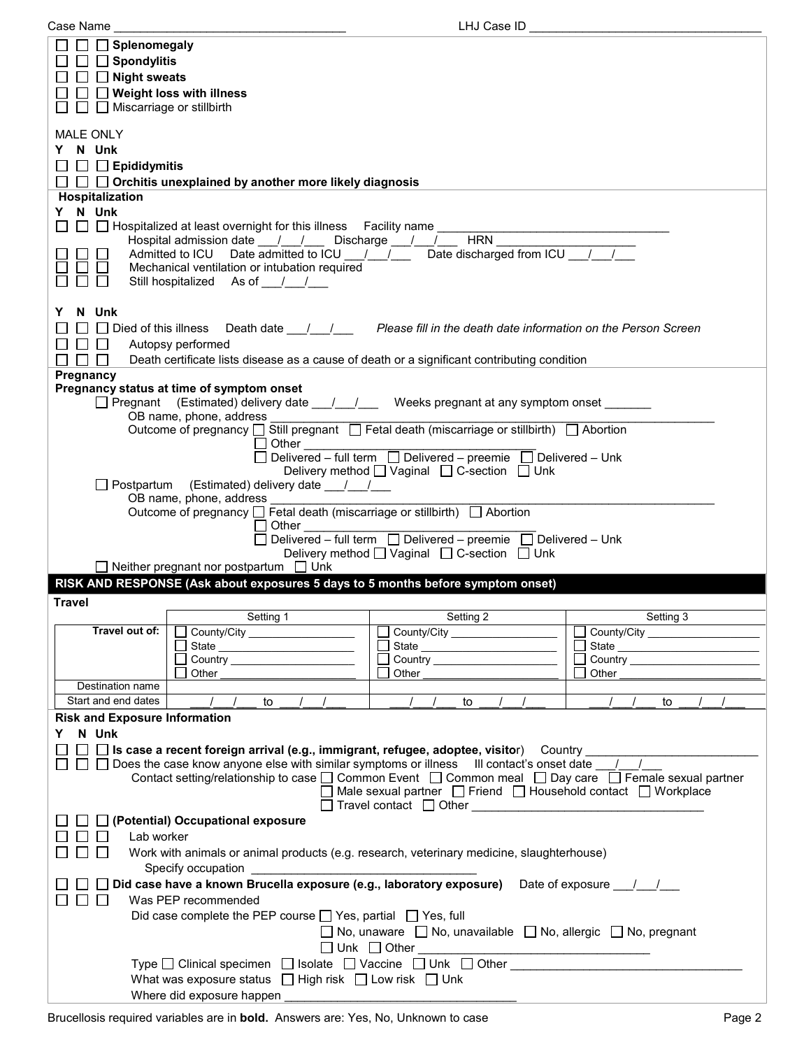Case Name ______________________________ LHJ Case ID ______________________________

☐ ☐ ☐ **Splenomegaly**
☐ ☐ ☐ **Spondylitis**
☐ ☐ ☐ **Night sweats**
☐ ☐ ☐ **Weight loss with illness**
☐ ☐ ☐ Miscarriage or stillbirth

MALE ONLY
Y N Unk
☐ ☐ ☐ **Epididymitis**
☐ ☐ ☐ **Orchitis unexplained by another more likely diagnosis**

**Hospitalization**
Y N Unk
☐ ☐ ☐ Hospitalized at least overnight for this illness Facility name ______________________________
Hospital admission date ___/___/___ Discharge ___/___/___ HRN ____________________
☐ ☐ ☐ Admitted to ICU Date admitted to ICU ___/___/___ Date discharged from ICU ___/___/___
☐ ☐ ☐ Mechanical ventilation or intubation required
☐ ☐ ☐ Still hospitalized As of ___/___/___

Y N Unk
☐ ☐ ☐ Died of this illness Death date ___/___/___ *Please fill in the death date information on the Person Screen*
☐ ☐ ☐ Autopsy performed
☐ ☐ ☐ Death certificate lists disease as a cause of death or a significant contributing condition

**Pregnancy**
**Pregnancy status at time of symptom onset**
☐ Pregnant (Estimated) delivery date ___/___/___ Weeks pregnant at any symptom onset _______
OB name, phone, address ______________________________
Outcome of pregnancy ☐ Still pregnant ☐ Fetal death (miscarriage or stillbirth) ☐ Abortion
☐ Other ______________________________
☐ Delivered – full term ☐ Delivered – preemie ☐ Delivered – Unk
Delivery method ☐ Vaginal ☐ C-section ☐ Unk
☐ Postpartum (Estimated) delivery date ___/___/___
OB name, phone, address ______________________________
Outcome of pregnancy ☐ Fetal death (miscarriage or stillbirth) ☐ Abortion
☐ Other ______________________________
☐ Delivered – full term ☐ Delivered – preemie ☐ Delivered – Unk
Delivery method ☐ Vaginal ☐ C-section ☐ Unk
☐ Neither pregnant nor postpartum ☐ Unk

## RISK AND RESPONSE (Ask about exposures 5 days to 5 months before symptom onset)

**Travel**

| | Setting 1 | Setting 2 | Setting 3 |
|---|---|---|---|
| **Travel out of:** | ☐ County/City ________ ☐ State ________ ☐ Country ________ ☐ Other ________ | ☐ County/City ________ ☐ State ________ ☐ Country ________ ☐ Other ________ | ☐ County/City ________ ☐ State ________ ☐ Country ________ ☐ Other ________ |
| Destination name | | | |
| Start and end dates | ___/___/___ to ___/___/___ | ___/___/___ to ___/___/___ | ___/___/___ to ___/___/___ |

**Risk and Exposure Information**
Y N Unk
☐ ☐ ☐ **Is case a recent foreign arrival (e.g., immigrant, refugee, adoptee, visitor)** Country ____________________
☐ ☐ ☐ Does the case know anyone else with similar symptoms or illness Ill contact's onset date ___/___/___
Contact setting/relationship to case ☐ Common Event ☐ Common meal ☐ Day care ☐ Female sexual partner
☐ Male sexual partner ☐ Friend ☐ Household contact ☐ Workplace
☐ Travel contact ☐ Other ______________________________
☐ ☐ ☐ **(Potential) Occupational exposure**
☐ ☐ ☐ Lab worker
☐ ☐ ☐ Work with animals or animal products (e.g. research, veterinary medicine, slaughterhouse)
Specify occupation ______________________________
☐ ☐ ☐ **Did case have a known Brucella exposure (e.g., laboratory exposure)** Date of exposure ___/___/___
☐ ☐ ☐ Was PEP recommended
Did case complete the PEP course ☐ Yes, partial ☐ Yes, full
☐ No, unaware ☐ No, unavailable ☐ No, allergic ☐ No, pregnant
☐ Unk ☐ Other ______________________________
Type ☐ Clinical specimen ☐ Isolate ☐ Vaccine ☐ Unk ☐ Other ______________________________
What was exposure status ☐ High risk ☐ Low risk ☐ Unk
Where did exposure happen ______________________________

Brucellosis required variables are in **bold**. Answers are: Yes, No, Unknown to case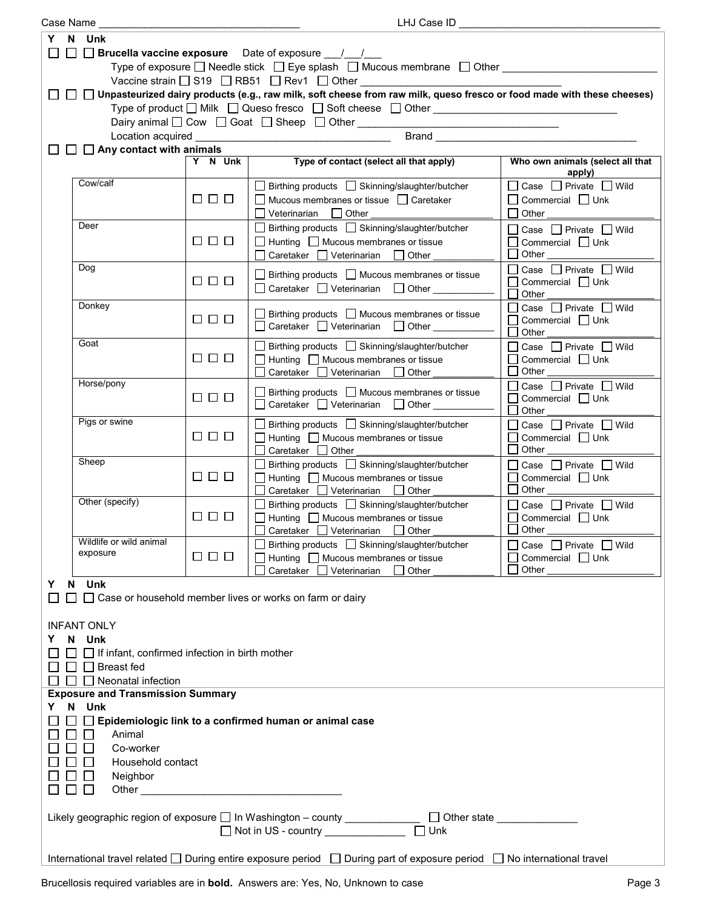Case Name ______________________________ LHJ Case ID ______________________________

| Y | N | Unk | |
|---|---|---|---|
| ☐ | ☐ | ☐ | **Brucella vaccine exposure** Date of exposure ___/___/___ |

Type of exposure ☐ Needle stick ☐ Eye splash ☐ Mucous membrane ☐ Other ______________________

Vaccine strain ☐ S19 ☐ RB51 ☐ Rev1 ☐ Other ______________________________

☐ ☐ ☐ **Unpasteurized dairy products (e.g., raw milk, soft cheese from raw milk, queso fresco or food made with these cheeses)**

Type of product ☐ Milk ☐ Queso fresco ☐ Soft cheese ☐ Other ____________________________

Dairy animal ☐ Cow ☐ Goat ☐ Sheep ☐ Other ______________________________

Location acquired ______________________________ Brand ______________________________

☐ ☐ ☐ **Any contact with animals**

| | Y N Unk | Type of contact (select all that apply) | Who own animals (select all that apply) |
|---|---|---|---|
| Cow/calf | ☐ ☐ ☐ | ☐ Birthing products ☐ Skinning/slaughter/butcher ☐ Mucous membranes or tissue ☐ Caretaker ☐ Veterinarian ☐ Other ____________ | ☐ Case ☐ Private ☐ Wild ☐ Commercial ☐ Unk ☐ Other ____________ |
| Deer | ☐ ☐ ☐ | ☐ Birthing products ☐ Skinning/slaughter/butcher ☐ Hunting ☐ Mucous membranes or tissue ☐ Caretaker ☐ Veterinarian ☐ Other ____________ | ☐ Case ☐ Private ☐ Wild ☐ Commercial ☐ Unk ☐ Other ____________ |
| Dog | ☐ ☐ ☐ | ☐ Birthing products ☐ Mucous membranes or tissue ☐ Caretaker ☐ Veterinarian ☐ Other ____________ | ☐ Case ☐ Private ☐ Wild ☐ Commercial ☐ Unk ☐ Other ____________ |
| Donkey | ☐ ☐ ☐ | ☐ Birthing products ☐ Mucous membranes or tissue ☐ Caretaker ☐ Veterinarian ☐ Other ____________ | ☐ Case ☐ Private ☐ Wild ☐ Commercial ☐ Unk ☐ Other ____________ |
| Goat | ☐ ☐ ☐ | ☐ Birthing products ☐ Skinning/slaughter/butcher ☐ Hunting ☐ Mucous membranes or tissue ☐ Caretaker ☐ Veterinarian ☐ Other ____________ | ☐ Case ☐ Private ☐ Wild ☐ Commercial ☐ Unk ☐ Other ____________ |
| Horse/pony | ☐ ☐ ☐ | ☐ Birthing products ☐ Mucous membranes or tissue ☐ Caretaker ☐ Veterinarian ☐ Other ____________ | ☐ Case ☐ Private ☐ Wild ☐ Commercial ☐ Unk ☐ Other ____________ |
| Pigs or swine | ☐ ☐ ☐ | ☐ Birthing products ☐ Skinning/slaughter/butcher ☐ Hunting ☐ Mucous membranes or tissue ☐ Caretaker ☐ Other ____________ | ☐ Case ☐ Private ☐ Wild ☐ Commercial ☐ Unk ☐ Other ____________ |
| Sheep | ☐ ☐ ☐ | ☐ Birthing products ☐ Skinning/slaughter/butcher ☐ Hunting ☐ Mucous membranes or tissue ☐ Caretaker ☐ Veterinarian ☐ Other ____________ | ☐ Case ☐ Private ☐ Wild ☐ Commercial ☐ Unk ☐ Other ____________ |
| Other (specify) | ☐ ☐ ☐ | ☐ Birthing products ☐ Skinning/slaughter/butcher ☐ Hunting ☐ Mucous membranes or tissue ☐ Caretaker ☐ Veterinarian ☐ Other ____________ | ☐ Case ☐ Private ☐ Wild ☐ Commercial ☐ Unk ☐ Other ____________ |
| Wildlife or wild animal exposure | ☐ ☐ ☐ | ☐ Birthing products ☐ Skinning/slaughter/butcher ☐ Hunting ☐ Mucous membranes or tissue ☐ Caretaker ☐ Veterinarian ☐ Other ____________ | ☐ Case ☐ Private ☐ Wild ☐ Commercial ☐ Unk ☐ Other ____________ |

| Y | N | Unk | |
|---|---|---|---|
| ☐ | ☐ | ☐ | Case or household member lives or works on farm or dairy |

INFANT ONLY

| Y | N | Unk | |
|---|---|---|---|
| ☐ | ☐ | ☐ | If infant, confirmed infection in birth mother |
| ☐ | ☐ | ☐ | Breast fed |
| ☐ | ☐ | ☐ | Neonatal infection |

**Exposure and Transmission Summary**

| Y | N | Unk | |
|---|---|---|---|
| ☐ | ☐ | ☐ | **Epidemiologic link to a confirmed human or animal case** |
| ☐ | ☐ | ☐ | Animal |
| ☐ | ☐ | ☐ | Co-worker |
| ☐ | ☐ | ☐ | Household contact |
| ☐ | ☐ | ☐ | Neighbor |
| ☐ | ☐ | ☐ | Other ______________________________ |

Likely geographic region of exposure ☐ In Washington – county ____________ ☐ Other state ____________ ☐ Not in US - country ____________ ☐ Unk

International travel related ☐ During entire exposure period ☐ During part of exposure period ☐ No international travel

Brucellosis required variables are in **bold**. Answers are: Yes, No, Unknown to case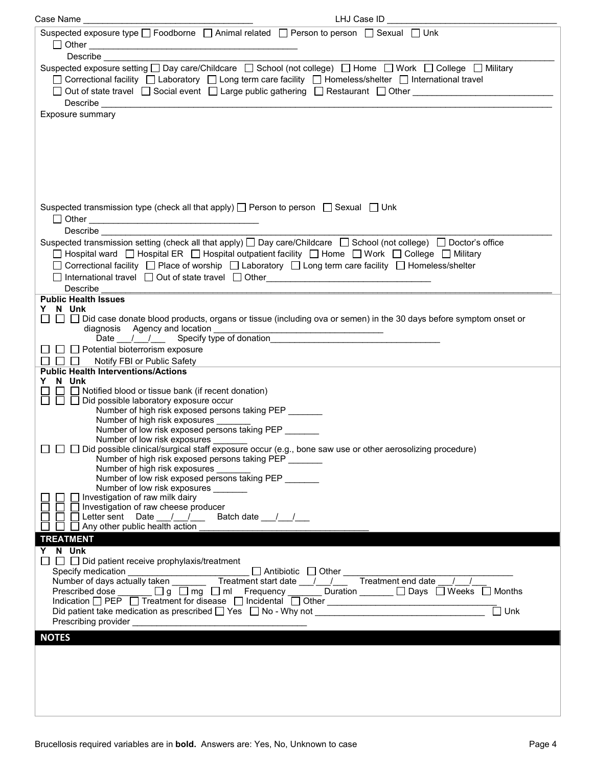Case Name ___________________________________ LHJ Case ID ___________________________________

Suspected exposure type ☐ Foodborne ☐ Animal related ☐ Person to person ☐ Sexual ☐ Unk
☐ Other ___________________________________________
Describe ___________________________________________

Suspected exposure setting ☐ Day care/Childcare ☐ School (not college) ☐ Home ☐ Work ☐ College ☐ Military
☐ Correctional facility ☐ Laboratory ☐ Long term care facility ☐ Homeless/shelter ☐ International travel
☐ Out of state travel ☐ Social event ☐ Large public gathering ☐ Restaurant ☐ Other ___________________________
Describe ___________________________________________

Exposure summary

Suspected transmission type (check all that apply) ☐ Person to person ☐ Sexual ☐ Unk
☐ Other ___________________________________
Describe ___________________________________________

Suspected transmission setting (check all that apply) ☐ Day care/Childcare ☐ School (not college) ☐ Doctor's office
☐ Hospital ward ☐ Hospital ER ☐ Hospital outpatient facility ☐ Home ☐ Work ☐ College ☐ Military
☐ Correctional facility ☐ Place of worship ☐ Laboratory ☐ Long term care facility ☐ Homeless/shelter
☐ International travel ☐ Out of state travel ☐ Other_________________________________
Describe ___________________________________________

**Public Health Issues**

**Y N Unk**

☐ ☐ ☐ Did case donate blood products, organs or tissue (including ova or semen) in the 30 days before symptom onset or diagnosis Agency and location ___________________________________
Date ___/___/___ Specify type of donation___________________________________

☐ ☐ ☐ Potential bioterrorism exposure

☐ ☐ ☐ Notify FBI or Public Safety

**Public Health Interventions/Actions**

**Y N Unk**

☐ ☐ ☐ Notified blood or tissue bank (if recent donation)

☐ ☐ ☐ Did possible laboratory exposure occur
Number of high risk exposed persons taking PEP _______
Number of high risk exposures _______
Number of low risk exposed persons taking PEP _______
Number of low risk exposures _______

☐ ☐ ☐ Did possible clinical/surgical staff exposure occur (e.g., bone saw use or other aerosolizing procedure)
Number of high risk exposed persons taking PEP _______
Number of high risk exposures _______
Number of low risk exposed persons taking PEP _______
Number of low risk exposures _______

☐ ☐ ☐ Investigation of raw milk dairy

☐ ☐ ☐ Investigation of raw cheese producer

☐ ☐ ☐ Letter sent Date ___/___/___ Batch date ___/___/___

☐ ☐ ☐ Any other public health action ___________________________________

## TREATMENT

**Y N Unk**

☐ ☐ ☐ Did patient receive prophylaxis/treatment
Specify medication ________________________ ☐ Antibiotic ☐ Other ___________________________________
Number of days actually taken _______ Treatment start date ___/___/___ Treatment end date ___/___/___
Prescribed dose _______ ☐ g ☐ mg ☐ ml Frequency _______ Duration _______ ☐ Days ☐ Weeks ☐ Months
Indication ☐ PEP ☐ Treatment for disease ☐ Incidental ☐ Other ___________________________________
Did patient take medication as prescribed ☐ Yes ☐ No - Why not ___________________________________ ☐ Unk
Prescribing provider ___________________________________

## NOTES

Brucellosis required variables are in **bold**. Answers are: Yes, No, Unknown to case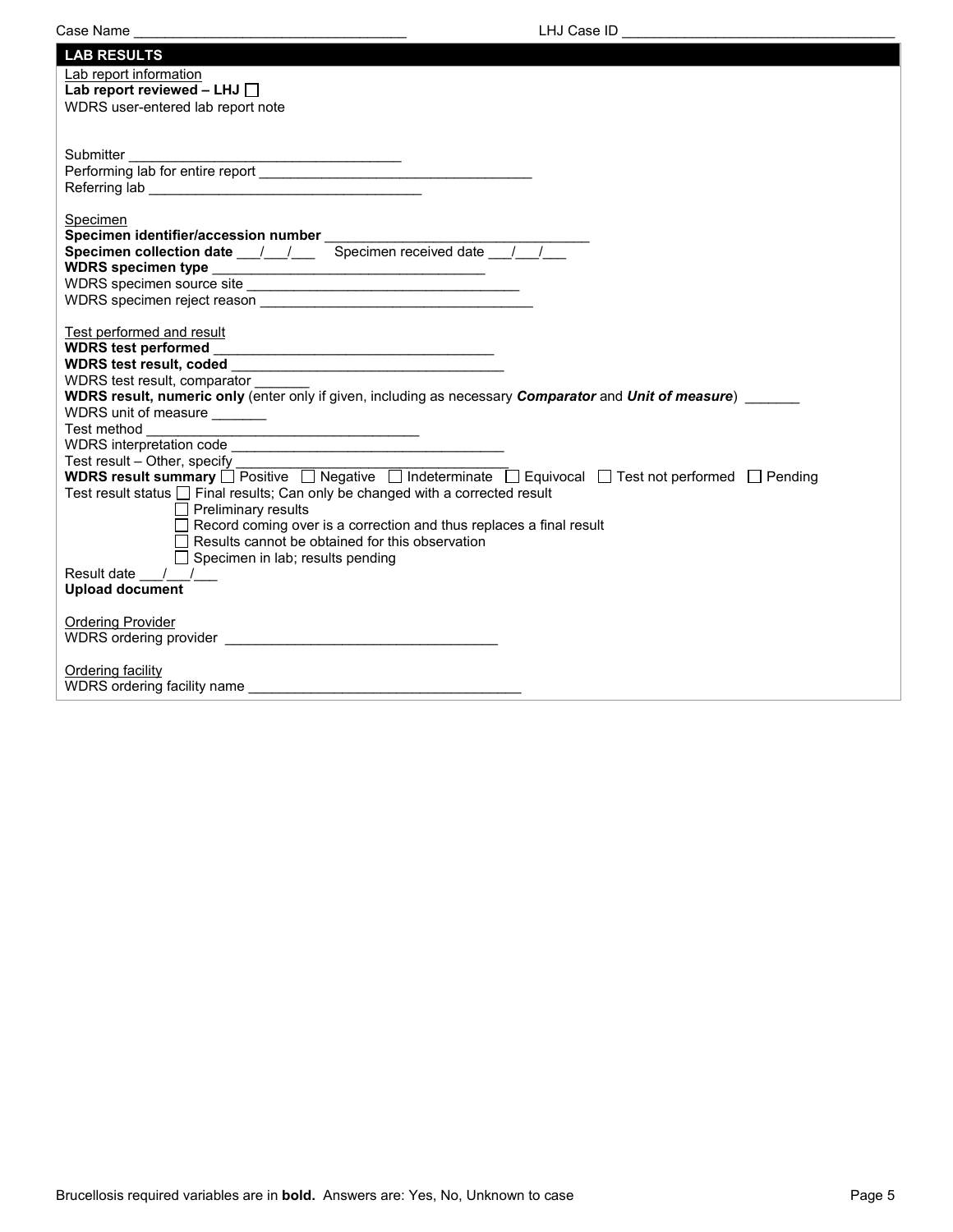Case Name ___________________________________ LHJ Case ID ___________________________________

## LAB RESULTS

Lab report information

**Lab report reviewed – LHJ** ☐

WDRS user-entered lab report note

Submitter ___________________________________

Performing lab for entire report ___________________________________

Referring lab ___________________________________

Specimen

**Specimen identifier/accession number** ___________________________________

**Specimen collection date** ___/___/___ Specimen received date ___/___/___

**WDRS specimen type** ___________________________________

WDRS specimen source site ___________________________________

WDRS specimen reject reason ___________________________________

Test performed and result

**WDRS test performed** ___________________________________

**WDRS test result, coded** ___________________________________

WDRS test result, comparator _______

**WDRS result, numeric only** (enter only if given, including as necessary ***Comparator*** and ***Unit of measure***) _______

WDRS unit of measure _______

Test method ___________________________________

WDRS interpretation code ___________________________________

Test result – Other, specify ___________________________________

**WDRS result summary** ☐ Positive ☐ Negative ☐ Indeterminate ☐ Equivocal ☐ Test not performed ☐ Pending

Test result status ☐ Final results; Can only be changed with a corrected result
☐ Preliminary results
☐ Record coming over is a correction and thus replaces a final result
☐ Results cannot be obtained for this observation
☐ Specimen in lab; results pending

Result date ___/___/___

**Upload document**

Ordering Provider

WDRS ordering provider ___________________________________

Ordering facility

WDRS ordering facility name ___________________________________

Brucellosis required variables are in **bold**. Answers are: Yes, No, Unknown to case